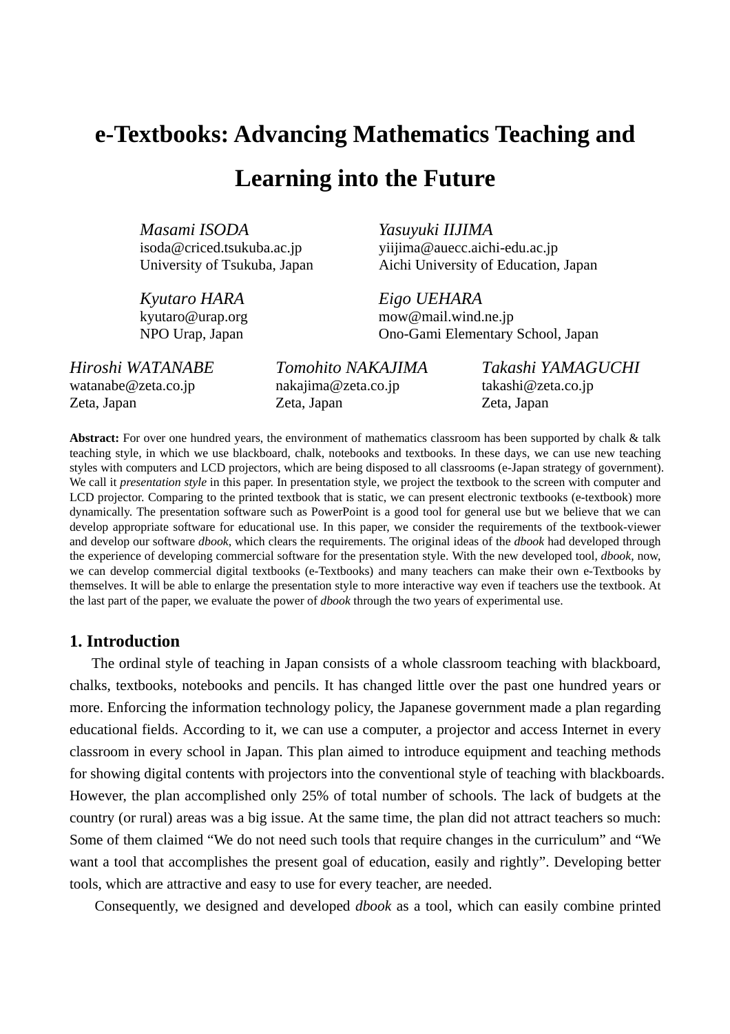# e-Textbooks: Advancing Mathematics Teaching and Learning into the Future

*Masami ISODA*
isoda@criced.tsukuba.ac.jp
University of Tsukuba, Japan

*Yasuyuki IIJIMA*
yiijima@auecc.aichi-edu.ac.jp
Aichi University of Education, Japan

*Kyutaro HARA*
kyutaro@urap.org
NPO Urap, Japan

*Eigo UEHARA*
mow@mail.wind.ne.jp
Ono-Gami Elementary School, Japan

*Hiroshi WATANABE*
watanabe@zeta.co.jp
Zeta, Japan

*Tomohito NAKAJIMA*
nakajima@zeta.co.jp
Zeta, Japan

*Takashi YAMAGUCHI*
takashi@zeta.co.jp
Zeta, Japan

**Abstract:** For over one hundred years, the environment of mathematics classroom has been supported by chalk & talk teaching style, in which we use blackboard, chalk, notebooks and textbooks. In these days, we can use new teaching styles with computers and LCD projectors, which are being disposed to all classrooms (e-Japan strategy of government). We call it *presentation style* in this paper. In presentation style, we project the textbook to the screen with computer and LCD projector. Comparing to the printed textbook that is static, we can present electronic textbooks (e-textbook) more dynamically. The presentation software such as PowerPoint is a good tool for general use but we believe that we can develop appropriate software for educational use. In this paper, we consider the requirements of the textbook-viewer and develop our software *dbook*, which clears the requirements. The original ideas of the *dbook* had developed through the experience of developing commercial software for the presentation style. With the new developed tool, *dbook*, now, we can develop commercial digital textbooks (e-Textbooks) and many teachers can make their own e-Textbooks by themselves. It will be able to enlarge the presentation style to more interactive way even if teachers use the textbook. At the last part of the paper, we evaluate the power of *dbook* through the two years of experimental use.

## 1. Introduction

The ordinal style of teaching in Japan consists of a whole classroom teaching with blackboard, chalks, textbooks, notebooks and pencils. It has changed little over the past one hundred years or more. Enforcing the information technology policy, the Japanese government made a plan regarding educational fields. According to it, we can use a computer, a projector and access Internet in every classroom in every school in Japan. This plan aimed to introduce equipment and teaching methods for showing digital contents with projectors into the conventional style of teaching with blackboards. However, the plan accomplished only 25% of total number of schools. The lack of budgets at the country (or rural) areas was a big issue. At the same time, the plan did not attract teachers so much: Some of them claimed “We do not need such tools that require changes in the curriculum” and “We want a tool that accomplishes the present goal of education, easily and rightly”. Developing better tools, which are attractive and easy to use for every teacher, are needed.

Consequently, we designed and developed *dbook* as a tool, which can easily combine printed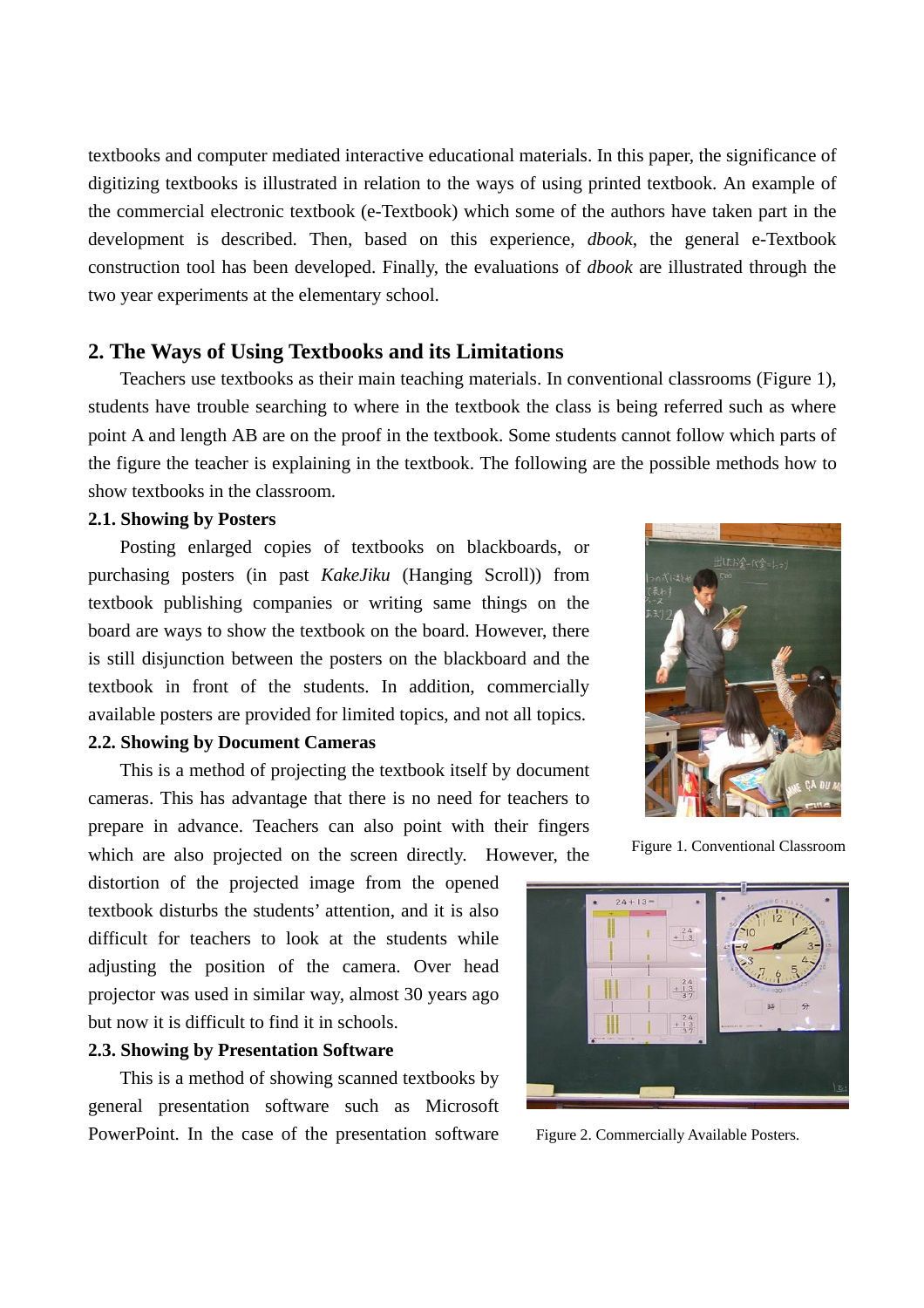textbooks and computer mediated interactive educational materials. In this paper, the significance of digitizing textbooks is illustrated in relation to the ways of using printed textbook. An example of the commercial electronic textbook (e-Textbook) which some of the authors have taken part in the development is described. Then, based on this experience, *dbook*, the general e-Textbook construction tool has been developed. Finally, the evaluations of *dbook* are illustrated through the two year experiments at the elementary school.

## 2. The Ways of Using Textbooks and its Limitations

Teachers use textbooks as their main teaching materials. In conventional classrooms (Figure 1), students have trouble searching to where in the textbook the class is being referred such as where point A and length AB are on the proof in the textbook. Some students cannot follow which parts of the figure the teacher is explaining in the textbook. The following are the possible methods how to show textbooks in the classroom.

### 2.1. Showing by Posters

Posting enlarged copies of textbooks on blackboards, or purchasing posters (in past *KakeJiku* (Hanging Scroll)) from textbook publishing companies or writing same things on the board are ways to show the textbook on the board. However, there is still disjunction between the posters on the blackboard and the textbook in front of the students. In addition, commercially available posters are provided for limited topics, and not all topics.

Figure 1. Conventional Classroom

### 2.2. Showing by Document Cameras

This is a method of projecting the textbook itself by document cameras. This has advantage that there is no need for teachers to prepare in advance. Teachers can also point with their fingers which are also projected on the screen directly. However, the distortion of the projected image from the opened textbook disturbs the students' attention, and it is also difficult for teachers to look at the students while adjusting the position of the camera. Over head projector was used in similar way, almost 30 years ago but now it is difficult to find it in schools.

Figure 2. Commercially Available Posters.

### 2.3. Showing by Presentation Software

This is a method of showing scanned textbooks by general presentation software such as Microsoft PowerPoint. In the case of the presentation software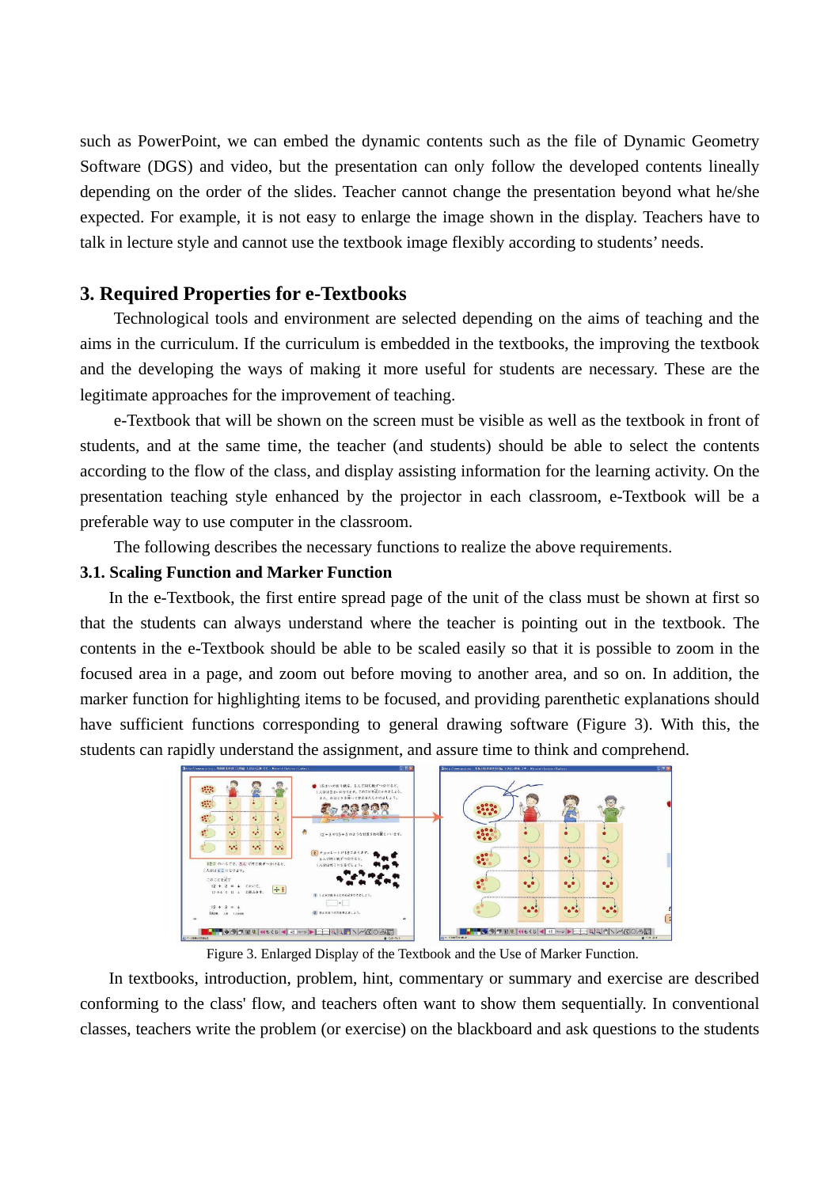such as PowerPoint, we can embed the dynamic contents such as the file of Dynamic Geometry Software (DGS) and video, but the presentation can only follow the developed contents lineally depending on the order of the slides. Teacher cannot change the presentation beyond what he/she expected. For example, it is not easy to enlarge the image shown in the display. Teachers have to talk in lecture style and cannot use the textbook image flexibly according to students' needs.

## 3. Required Properties for e-Textbooks

Technological tools and environment are selected depending on the aims of teaching and the aims in the curriculum. If the curriculum is embedded in the textbooks, the improving the textbook and the developing the ways of making it more useful for students are necessary. These are the legitimate approaches for the improvement of teaching.

e-Textbook that will be shown on the screen must be visible as well as the textbook in front of students, and at the same time, the teacher (and students) should be able to select the contents according to the flow of the class, and display assisting information for the learning activity. On the presentation teaching style enhanced by the projector in each classroom, e-Textbook will be a preferable way to use computer in the classroom.

The following describes the necessary functions to realize the above requirements.

### 3.1. Scaling Function and Marker Function

In the e-Textbook, the first entire spread page of the unit of the class must be shown at first so that the students can always understand where the teacher is pointing out in the textbook. The contents in the e-Textbook should be able to be scaled easily so that it is possible to zoom in the focused area in a page, and zoom out before moving to another area, and so on. In addition, the marker function for highlighting items to be focused, and providing parenthetic explanations should have sufficient functions corresponding to general drawing software (Figure 3). With this, the students can rapidly understand the assignment, and assure time to think and comprehend.

Figure 3. Enlarged Display of the Textbook and the Use of Marker Function.

In textbooks, introduction, problem, hint, commentary or summary and exercise are described conforming to the class' flow, and teachers often want to show them sequentially. In conventional classes, teachers write the problem (or exercise) on the blackboard and ask questions to the students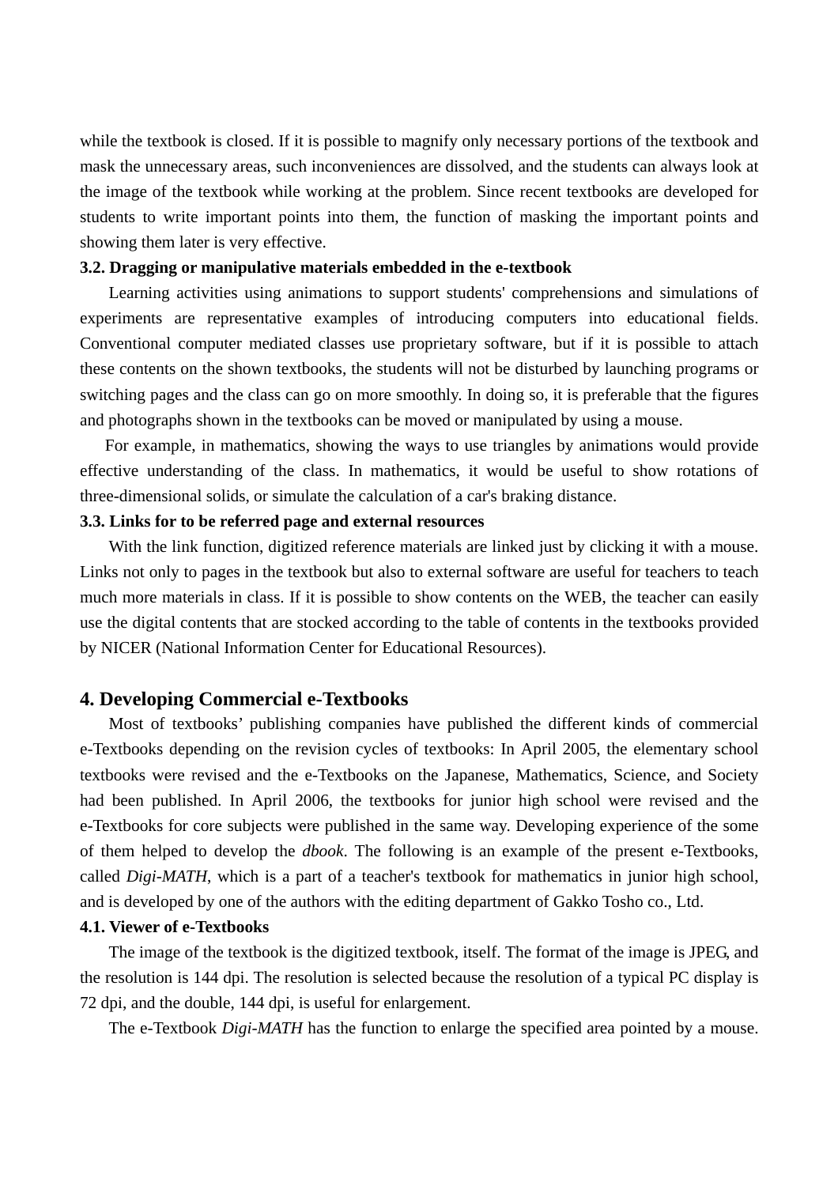while the textbook is closed. If it is possible to magnify only necessary portions of the textbook and mask the unnecessary areas, such inconveniences are dissolved, and the students can always look at the image of the textbook while working at the problem. Since recent textbooks are developed for students to write important points into them, the function of masking the important points and showing them later is very effective.

### 3.2. Dragging or manipulative materials embedded in the e-textbook

Learning activities using animations to support students' comprehensions and simulations of experiments are representative examples of introducing computers into educational fields. Conventional computer mediated classes use proprietary software, but if it is possible to attach these contents on the shown textbooks, the students will not be disturbed by launching programs or switching pages and the class can go on more smoothly. In doing so, it is preferable that the figures and photographs shown in the textbooks can be moved or manipulated by using a mouse.

For example, in mathematics, showing the ways to use triangles by animations would provide effective understanding of the class. In mathematics, it would be useful to show rotations of three-dimensional solids, or simulate the calculation of a car's braking distance.

### 3.3. Links for to be referred page and external resources

With the link function, digitized reference materials are linked just by clicking it with a mouse. Links not only to pages in the textbook but also to external software are useful for teachers to teach much more materials in class. If it is possible to show contents on the WEB, the teacher can easily use the digital contents that are stocked according to the table of contents in the textbooks provided by NICER (National Information Center for Educational Resources).

## 4. Developing Commercial e-Textbooks

Most of textbooks' publishing companies have published the different kinds of commercial e-Textbooks depending on the revision cycles of textbooks: In April 2005, the elementary school textbooks were revised and the e-Textbooks on the Japanese, Mathematics, Science, and Society had been published. In April 2006, the textbooks for junior high school were revised and the e-Textbooks for core subjects were published in the same way. Developing experience of the some of them helped to develop the *dbook*. The following is an example of the present e-Textbooks, called *Digi-MATH*, which is a part of a teacher's textbook for mathematics in junior high school, and is developed by one of the authors with the editing department of Gakko Tosho co., Ltd.

### 4.1. Viewer of e-Textbooks

The image of the textbook is the digitized textbook, itself. The format of the image is JPEG, and the resolution is 144 dpi. The resolution is selected because the resolution of a typical PC display is 72 dpi, and the double, 144 dpi, is useful for enlargement.

The e-Textbook *Digi-MATH* has the function to enlarge the specified area pointed by a mouse.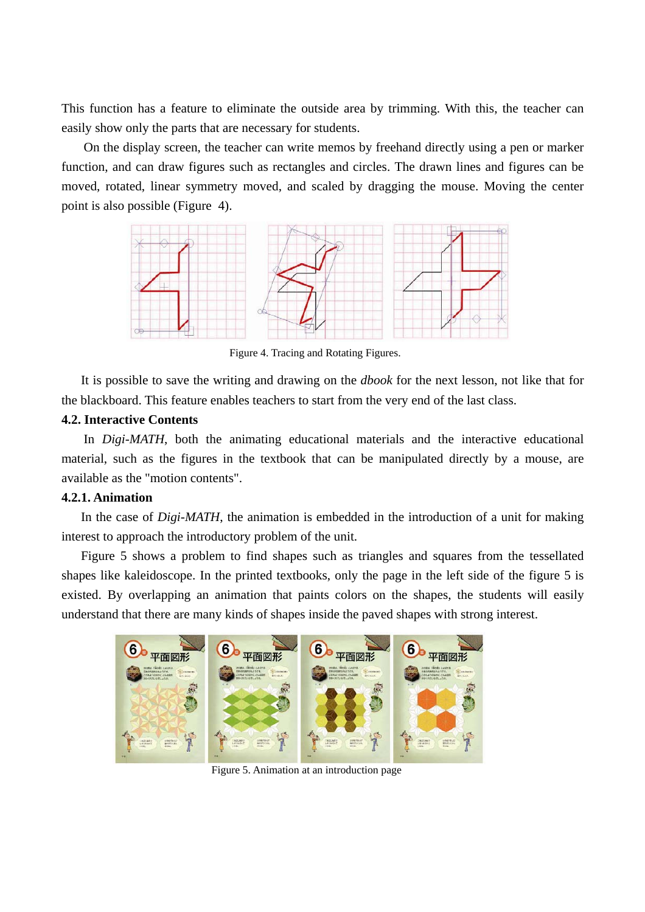This function has a feature to eliminate the outside area by trimming. With this, the teacher can easily show only the parts that are necessary for students.

On the display screen, the teacher can write memos by freehand directly using a pen or marker function, and can draw figures such as rectangles and circles. The drawn lines and figures can be moved, rotated, linear symmetry moved, and scaled by dragging the mouse. Moving the center point is also possible (Figure 4).

Figure 4. Tracing and Rotating Figures.

It is possible to save the writing and drawing on the *dbook* for the next lesson, not like that for the blackboard. This feature enables teachers to start from the very end of the last class.

### 4.2. Interactive Contents

In *Digi-MATH*, both the animating educational materials and the interactive educational material, such as the figures in the textbook that can be manipulated directly by a mouse, are available as the "motion contents".

#### 4.2.1. Animation

In the case of *Digi-MATH*, the animation is embedded in the introduction of a unit for making interest to approach the introductory problem of the unit.

Figure 5 shows a problem to find shapes such as triangles and squares from the tessellated shapes like kaleidoscope. In the printed textbooks, only the page in the left side of the figure 5 is existed. By overlapping an animation that paints colors on the shapes, the students will easily understand that there are many kinds of shapes inside the paved shapes with strong interest.

Figure 5. Animation at an introduction page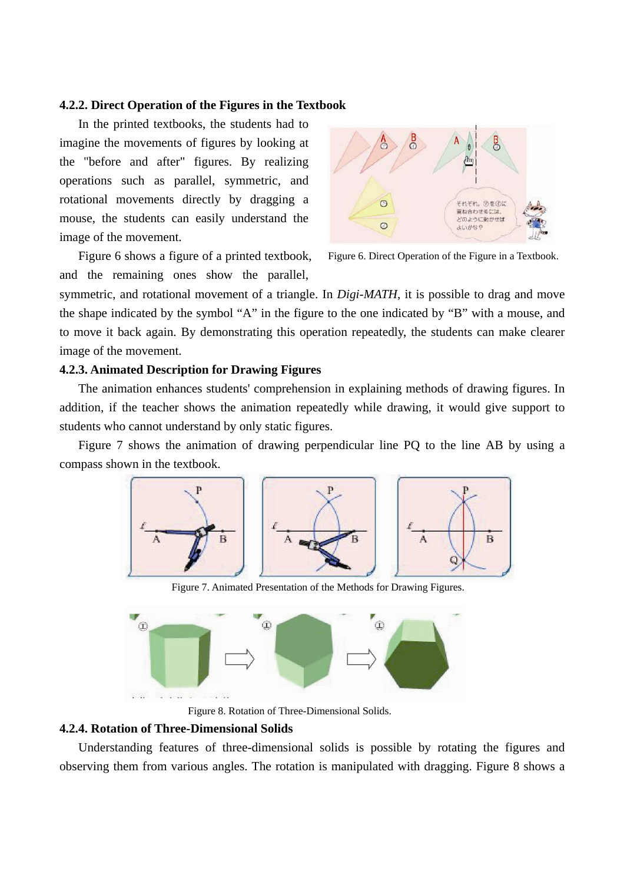#### 4.2.2. Direct Operation of the Figures in the Textbook

In the printed textbooks, the students had to imagine the movements of figures by looking at the "before and after" figures. By realizing operations such as parallel, symmetric, and rotational movements directly by dragging a mouse, the students can easily understand the image of the movement.

Figure 6. Direct Operation of the Figure in a Textbook.

Figure 6 shows a figure of a printed textbook, and the remaining ones show the parallel, symmetric, and rotational movement of a triangle. In *Digi-MATH*, it is possible to drag and move the shape indicated by the symbol "A" in the figure to the one indicated by "B" with a mouse, and to move it back again. By demonstrating this operation repeatedly, the students can make clearer image of the movement.

#### 4.2.3. Animated Description for Drawing Figures

The animation enhances students' comprehension in explaining methods of drawing figures. In addition, if the teacher shows the animation repeatedly while drawing, it would give support to students who cannot understand by only static figures.

Figure 7 shows the animation of drawing perpendicular line PQ to the line AB by using a compass shown in the textbook.

Figure 7. Animated Presentation of the Methods for Drawing Figures.

Figure 8. Rotation of Three-Dimensional Solids.

#### 4.2.4. Rotation of Three-Dimensional Solids

Understanding features of three-dimensional solids is possible by rotating the figures and observing them from various angles. The rotation is manipulated with dragging. Figure 8 shows a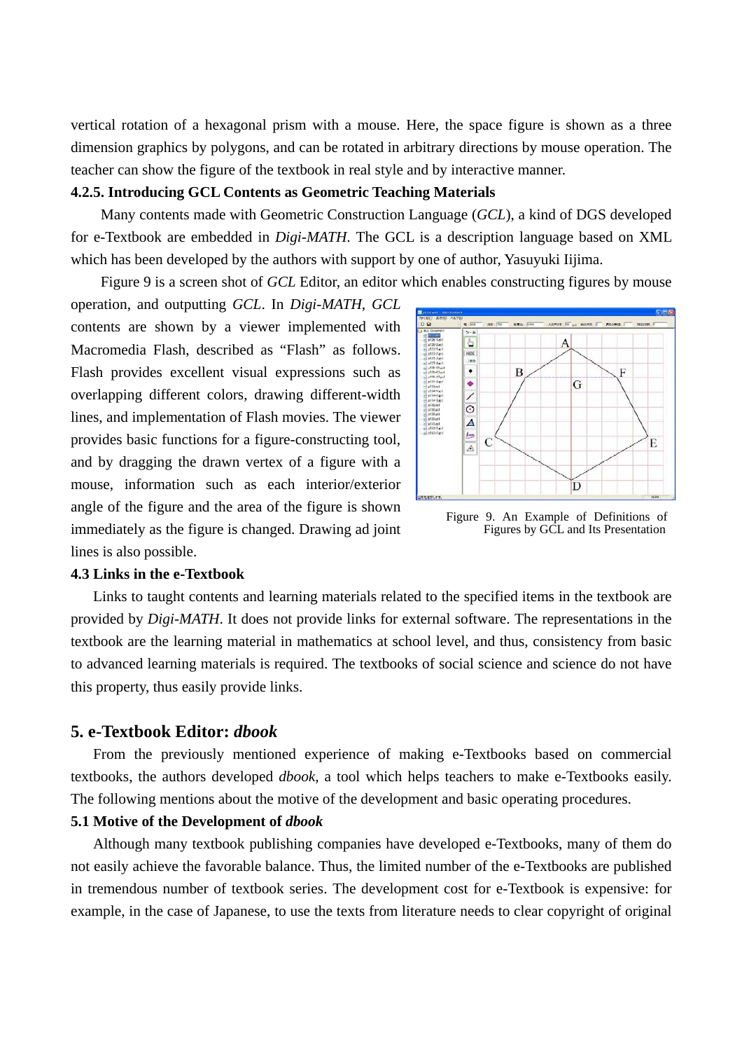vertical rotation of a hexagonal prism with a mouse. Here, the space figure is shown as a three dimension graphics by polygons, and can be rotated in arbitrary directions by mouse operation. The teacher can show the figure of the textbook in real style and by interactive manner.

#### 4.2.5. Introducing GCL Contents as Geometric Teaching Materials

Many contents made with Geometric Construction Language (*GCL*), a kind of DGS developed for e-Textbook are embedded in *Digi-MATH*. The GCL is a description language based on XML which has been developed by the authors with support by one of author, Yasuyuki Iijima.

Figure 9 is a screen shot of *GCL* Editor, an editor which enables constructing figures by mouse operation, and outputting *GCL*. In *Digi-MATH*, *GCL* contents are shown by a viewer implemented with Macromedia Flash, described as "Flash" as follows. Flash provides excellent visual expressions such as overlapping different colors, drawing different-width lines, and implementation of Flash movies. The viewer provides basic functions for a figure-constructing tool, and by dragging the drawn vertex of a figure with a mouse, information such as each interior/exterior angle of the figure and the area of the figure is shown immediately as the figure is changed. Drawing ad joint lines is also possible.

Figure 9. An Example of Definitions of Figures by GCL and Its Presentation

### 4.3 Links in the e-Textbook

Links to taught contents and learning materials related to the specified items in the textbook are provided by *Digi-MATH*. It does not provide links for external software. The representations in the textbook are the learning material in mathematics at school level, and thus, consistency from basic to advanced learning materials is required. The textbooks of social science and science do not have this property, thus easily provide links.

## 5. e-Textbook Editor: *dbook*

From the previously mentioned experience of making e-Textbooks based on commercial textbooks, the authors developed *dbook*, a tool which helps teachers to make e-Textbooks easily. The following mentions about the motive of the development and basic operating procedures.

### 5.1 Motive of the Development of *dbook*

Although many textbook publishing companies have developed e-Textbooks, many of them do not easily achieve the favorable balance. Thus, the limited number of the e-Textbooks are published in tremendous number of textbook series. The development cost for e-Textbook is expensive: for example, in the case of Japanese, to use the texts from literature needs to clear copyright of original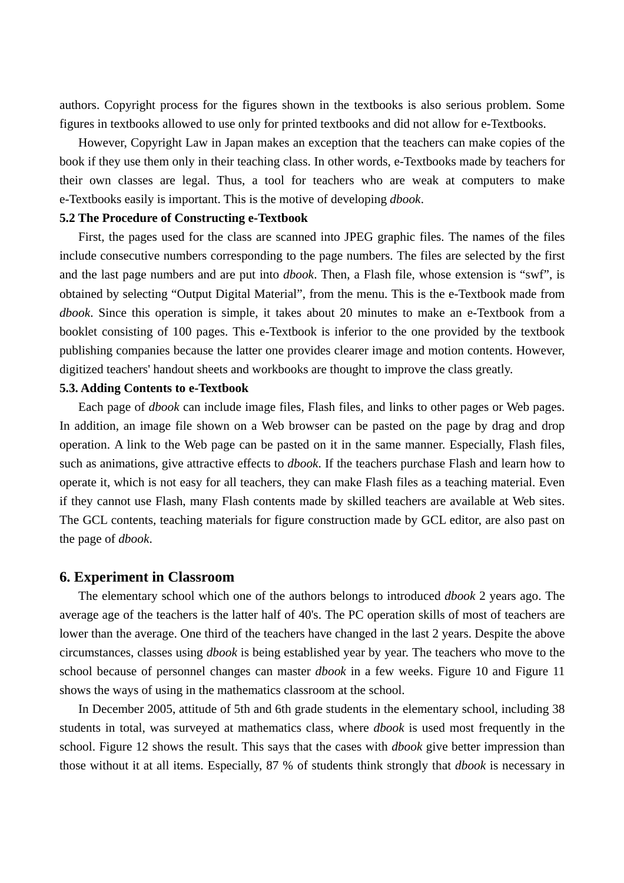authors. Copyright process for the figures shown in the textbooks is also serious problem. Some figures in textbooks allowed to use only for printed textbooks and did not allow for e-Textbooks.

However, Copyright Law in Japan makes an exception that the teachers can make copies of the book if they use them only in their teaching class. In other words, e-Textbooks made by teachers for their own classes are legal. Thus, a tool for teachers who are weak at computers to make e-Textbooks easily is important. This is the motive of developing *dbook*.

**5.2 The Procedure of Constructing e-Textbook**

First, the pages used for the class are scanned into JPEG graphic files. The names of the files include consecutive numbers corresponding to the page numbers. The files are selected by the first and the last page numbers and are put into *dbook*. Then, a Flash file, whose extension is “swf”, is obtained by selecting “Output Digital Material”, from the menu. This is the e-Textbook made from *dbook*. Since this operation is simple, it takes about 20 minutes to make an e-Textbook from a booklet consisting of 100 pages. This e-Textbook is inferior to the one provided by the textbook publishing companies because the latter one provides clearer image and motion contents. However, digitized teachers' handout sheets and workbooks are thought to improve the class greatly.

**5.3. Adding Contents to e-Textbook**

Each page of *dbook* can include image files, Flash files, and links to other pages or Web pages. In addition, an image file shown on a Web browser can be pasted on the page by drag and drop operation. A link to the Web page can be pasted on it in the same manner. Especially, Flash files, such as animations, give attractive effects to *dbook*. If the teachers purchase Flash and learn how to operate it, which is not easy for all teachers, they can make Flash files as a teaching material. Even if they cannot use Flash, many Flash contents made by skilled teachers are available at Web sites. The GCL contents, teaching materials for figure construction made by GCL editor, are also past on the page of *dbook*.

## 6. Experiment in Classroom

The elementary school which one of the authors belongs to introduced *dbook* 2 years ago. The average age of the teachers is the latter half of 40's. The PC operation skills of most of teachers are lower than the average. One third of the teachers have changed in the last 2 years. Despite the above circumstances, classes using *dbook* is being established year by year. The teachers who move to the school because of personnel changes can master *dbook* in a few weeks. Figure 10 and Figure 11 shows the ways of using in the mathematics classroom at the school.

In December 2005, attitude of 5th and 6th grade students in the elementary school, including 38 students in total, was surveyed at mathematics class, where *dbook* is used most frequently in the school. Figure 12 shows the result. This says that the cases with *dbook* give better impression than those without it at all items. Especially, 87 % of students think strongly that *dbook* is necessary in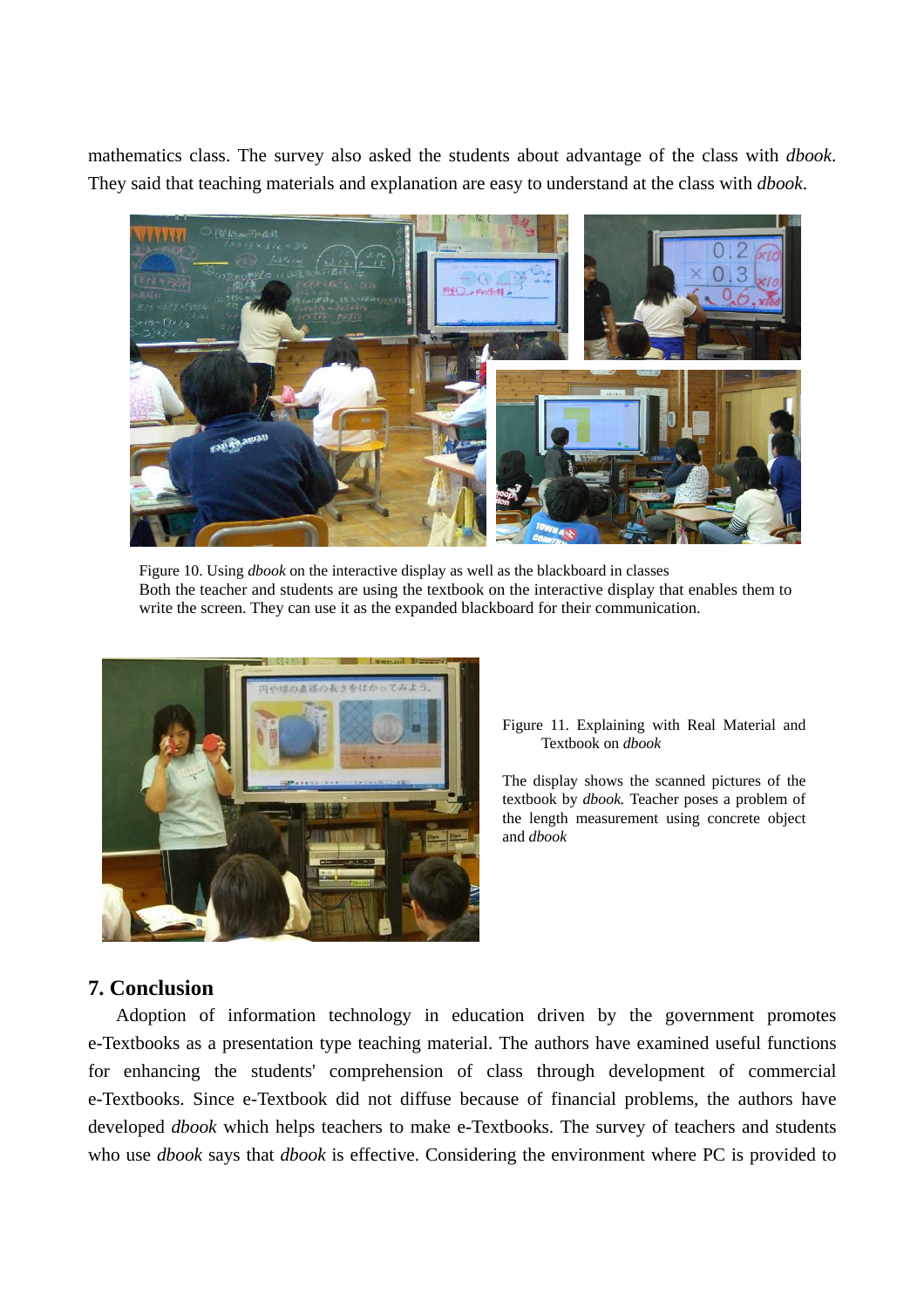mathematics class. The survey also asked the students about advantage of the class with *dbook*. They said that teaching materials and explanation are easy to understand at the class with *dbook*.

Figure 10. Using *dbook* on the interactive display as well as the blackboard in classes
Both the teacher and students are using the textbook on the interactive display that enables them to write the screen. They can use it as the expanded blackboard for their communication.

Figure 11. Explaining with Real Material and Textbook on *dbook*

The display shows the scanned pictures of the textbook by *dbook*. Teacher poses a problem of the length measurement using concrete object and *dbook*

## 7. Conclusion

Adoption of information technology in education driven by the government promotes e-Textbooks as a presentation type teaching material. The authors have examined useful functions for enhancing the students' comprehension of class through development of commercial e-Textbooks. Since e-Textbook did not diffuse because of financial problems, the authors have developed *dbook* which helps teachers to make e-Textbooks. The survey of teachers and students who use *dbook* says that *dbook* is effective. Considering the environment where PC is provided to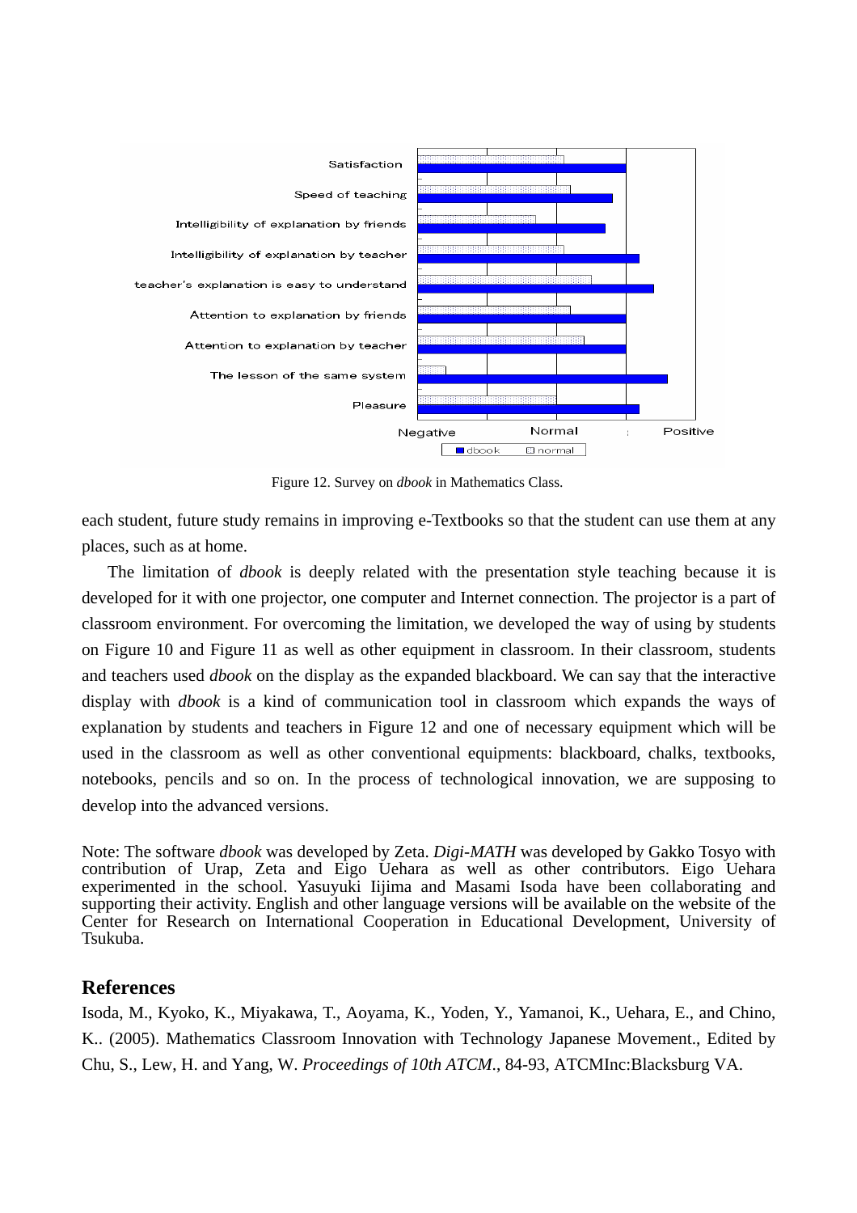Satisfaction
Speed of teaching
Intelligibility of explanation by friends
Intelligibility of explanation by teacher
teacher's explanation is easy to understand
Attention to explanation by friends
Attention to explanation by teacher
The lesson of the same system
Pleasure
Negative
Normal
Positive
dbook
normal

Figure 12. Survey on *dbook* in Mathematics Class.

each student, future study remains in improving e-Textbooks so that the student can use them at any places, such as at home.

The limitation of *dbook* is deeply related with the presentation style teaching because it is developed for it with one projector, one computer and Internet connection. The projector is a part of classroom environment. For overcoming the limitation, we developed the way of using by students on Figure 10 and Figure 11 as well as other equipment in classroom. In their classroom, students and teachers used *dbook* on the display as the expanded blackboard. We can say that the interactive display with *dbook* is a kind of communication tool in classroom which expands the ways of explanation by students and teachers in Figure 12 and one of necessary equipment which will be used in the classroom as well as other conventional equipments: blackboard, chalks, textbooks, notebooks, pencils and so on. In the process of technological innovation, we are supposing to develop into the advanced versions.

Note: The software *dbook* was developed by Zeta. *Digi-MATH* was developed by Gakko Tosyo with contribution of Urap, Zeta and Eigo Uehara as well as other contributors. Eigo Uehara experimented in the school. Yasuyuki Iijima and Masami Isoda have been collaborating and supporting their activity. English and other language versions will be available on the website of the Center for Research on International Cooperation in Educational Development, University of Tsukuba.

## References

Isoda, M., Kyoko, K., Miyakawa, T., Aoyama, K., Yoden, Y., Yamanoi, K., Uehara, E., and Chino, K.. (2005). Mathematics Classroom Innovation with Technology Japanese Movement., Edited by Chu, S., Lew, H. and Yang, W. *Proceedings of 10th ATCM*., 84-93, ATCMInc:Blacksburg VA.